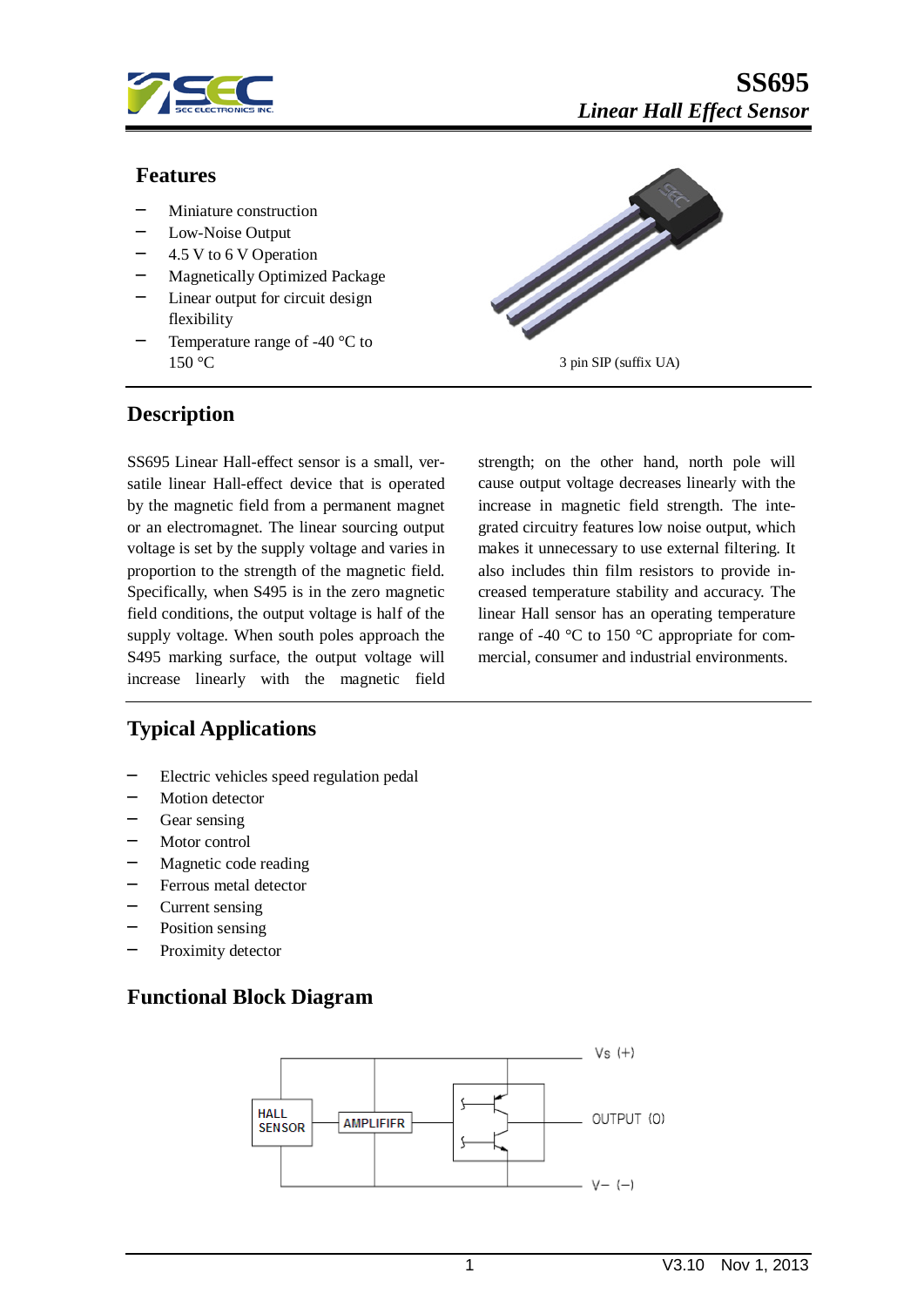# SS695

*Linear Hall Effect Sensor*

## Features

- Miniature construction
- Low-Noise Output
- 4.5 V to 6 V Operation
- Magnetically Optimized Package
- Linear output for circuit design flexibility
- Temperature range of -40 °C to 150 °C

3 pin SIP (suffix UA)

## Description

SS695 Linear Hall-effect sensor is a small, versatile linear Hall-effect device that is operated by the magnetic field from a permanent magnet or an electromagnet. The linear sourcing output voltage is set by the supply voltage and varies in proportion to the strength of the magnetic field. Specifically, when S495 is in the zero magnetic field conditions, the output voltage is half of the supply voltage. When south poles approach the S495 marking surface, the output voltage will increase linearly with the magnetic field strength; on the other hand, north pole will cause output voltage decreases linearly with the increase in magnetic field strength. The integrated circuitry features low noise output, which makes it unnecessary to use external filtering. It also includes thin film resistors to provide increased temperature stability and accuracy. The linear Hall sensor has an operating temperature range of -40 °C to 150 °C appropriate for commercial, consumer and industrial environments.

## Typical Applications

- Electric vehicles speed regulation pedal
- Motion detector
- Gear sensing
- Motor control
- Magnetic code reading
- Ferrous metal detector
- Current sensing
- Position sensing
- Proximity detector

## Functional Block Diagram

HALL SENSOR — AMPLIFIFR — Vs (+), OUTPUT (O), V− (−)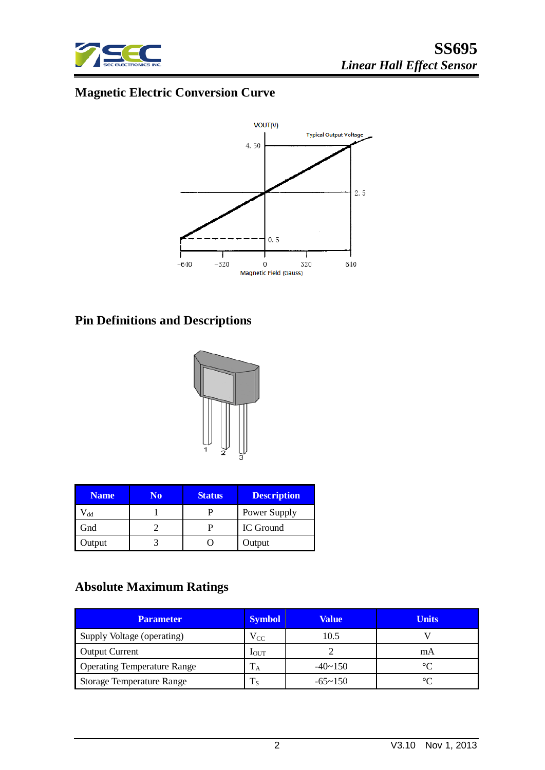## Magnetic Electric Conversion Curve

## Pin Definitions and Descriptions

| Name | No | Status | Description |
|---|---|---|---|
| $V_{dd}$ | 1 | P | Power Supply |
| Gnd | 2 | P | IC Ground |
| Output | 3 | O | Output |

## Absolute Maximum Ratings

| Parameter | Symbol | Value | Units |
|---|---|---|---|
| Supply Voltage (operating) | $V_{CC}$ | 10.5 | V |
| Output Current | $I_{OUT}$ | 2 | mA |
| Operating Temperature Range | $T_A$ | -40~150 | °C |
| Storage Temperature Range | $T_S$ | -65~150 | °C |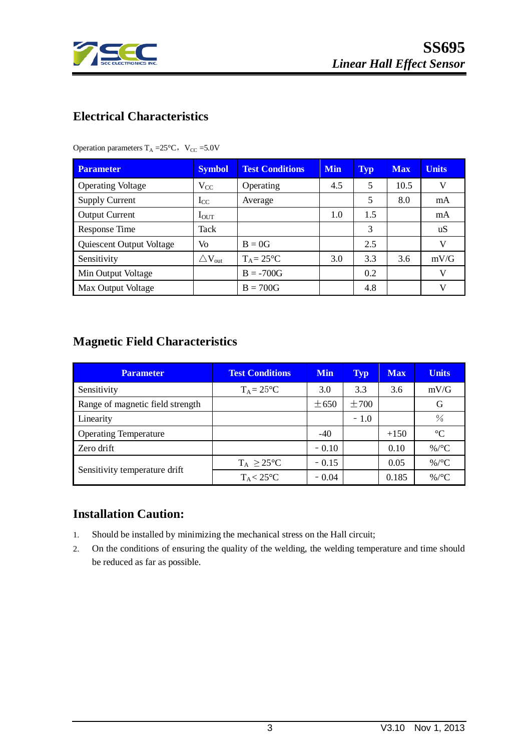## Electrical Characteristics

Operation parameters $T_A$ =25°C， $V_{CC}$ =5.0V

| Parameter | Symbol | Test Conditions | Min | Typ | Max | Units |
|---|---|---|---|---|---|---|
| Operating Voltage | $V_{CC}$ | Operating | 4.5 | 5 | 10.5 | V |
| Supply Current | $I_{CC}$ | Average | | 5 | 8.0 | mA |
| Output Current | $I_{OUT}$ | | 1.0 | 1.5 | | mA |
| Response Time | Tack | | | 3 | | uS |
| Quiescent Output Voltage | Vo | B = 0G | | 2.5 | | V |
| Sensitivity | $\triangle V_{out}$ | $T_A$ = 25°C | 3.0 | 3.3 | 3.6 | mV/G |
| Min Output Voltage | | B = -700G | | 0.2 | | V |
| Max Output Voltage | | B = 700G | | 4.8 | | V |

## Magnetic Field Characteristics

| Parameter | Test Conditions | Min | Typ | Max | Units |
|---|---|---|---|---|---|
| Sensitivity | $T_A$ = 25°C | 3.0 | 3.3 | 3.6 | mV/G |
| Range of magnetic field strength | | ±650 | ±700 | | G |
| Linearity | | | - 1.0 | | % |
| Operating Temperature | | -40 | | +150 | °C |
| Zero drift | | - 0.10 | | 0.10 | %/°C |
| Sensitivity temperature drift | $T_A \geq$ 25°C | - 0.15 | | 0.05 | %/°C |
| | $T_A$ < 25°C | - 0.04 | | 0.185 | %/°C |

## Installation Caution:

1. Should be installed by minimizing the mechanical stress on the Hall circuit;
2. On the conditions of ensuring the quality of the welding, the welding temperature and time should be reduced as far as possible.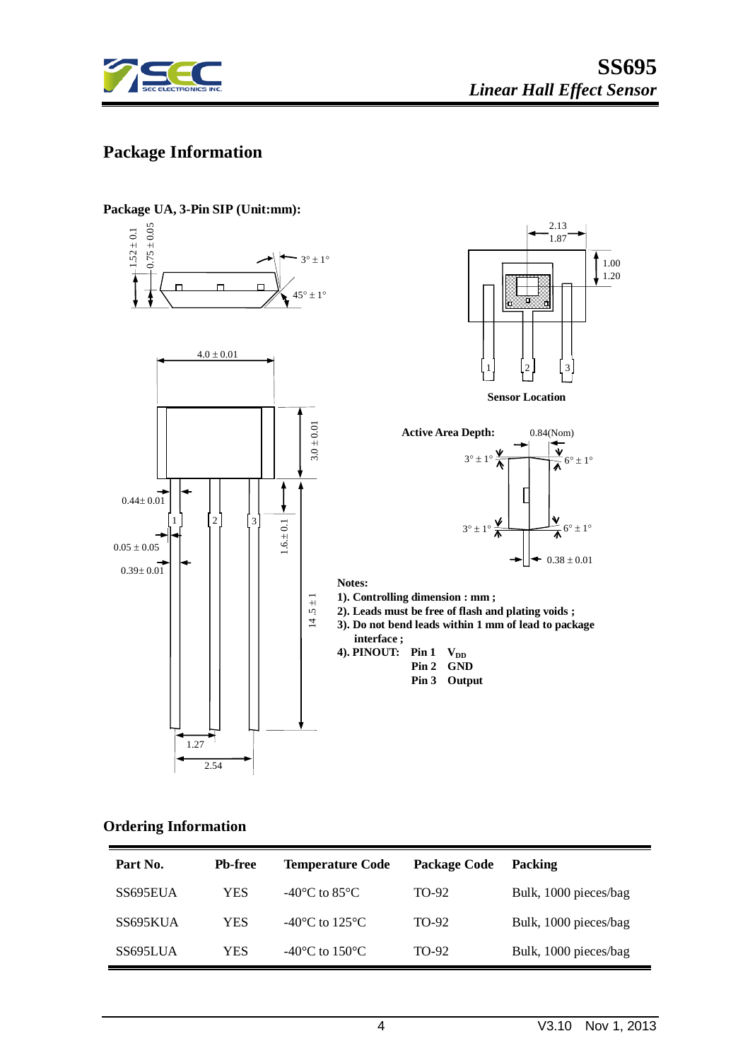## Package Information

**Package UA, 3-Pin SIP (Unit:mm):**

1.52 ± 0.1
0.75 ± 0.05
3° ± 1°
45° ± 1°
4.0 ± 0.01
3.0 ± 0.01
0.44± 0.01
0.05 ± 0.05
0.39± 0.01
1.6 ± 0.1
14 .5 ± 1
1.27
2.54
1 2 3

2.13
1.87
1.00
1.20

**Sensor Location**

**Active Area Depth:** 0.84(Nom)
3° ± 1°
6° ± 1°
3° ± 1°
6° ± 1°
0.38 ± 0.01

**Notes:**

**1). Controlling dimension : mm ;**
**2). Leads must be free of flash and plating voids ;**
**3). Do not bend leads within 1 mm of lead to package interface ;**
**4). PINOUT: Pin 1 $V_{DD}$**
**Pin 2 GND**
**Pin 3 Output**

## Ordering Information

| Part No. | Pb-free | Temperature Code | Package Code | Packing |
|---|---|---|---|---|
| SS695EUA | YES | -40°C to 85°C | TO-92 | Bulk, 1000 pieces/bag |
| SS695KUA | YES | -40°C to 125°C | TO-92 | Bulk, 1000 pieces/bag |
| SS695LUA | YES | -40°C to 150°C | TO-92 | Bulk, 1000 pieces/bag |